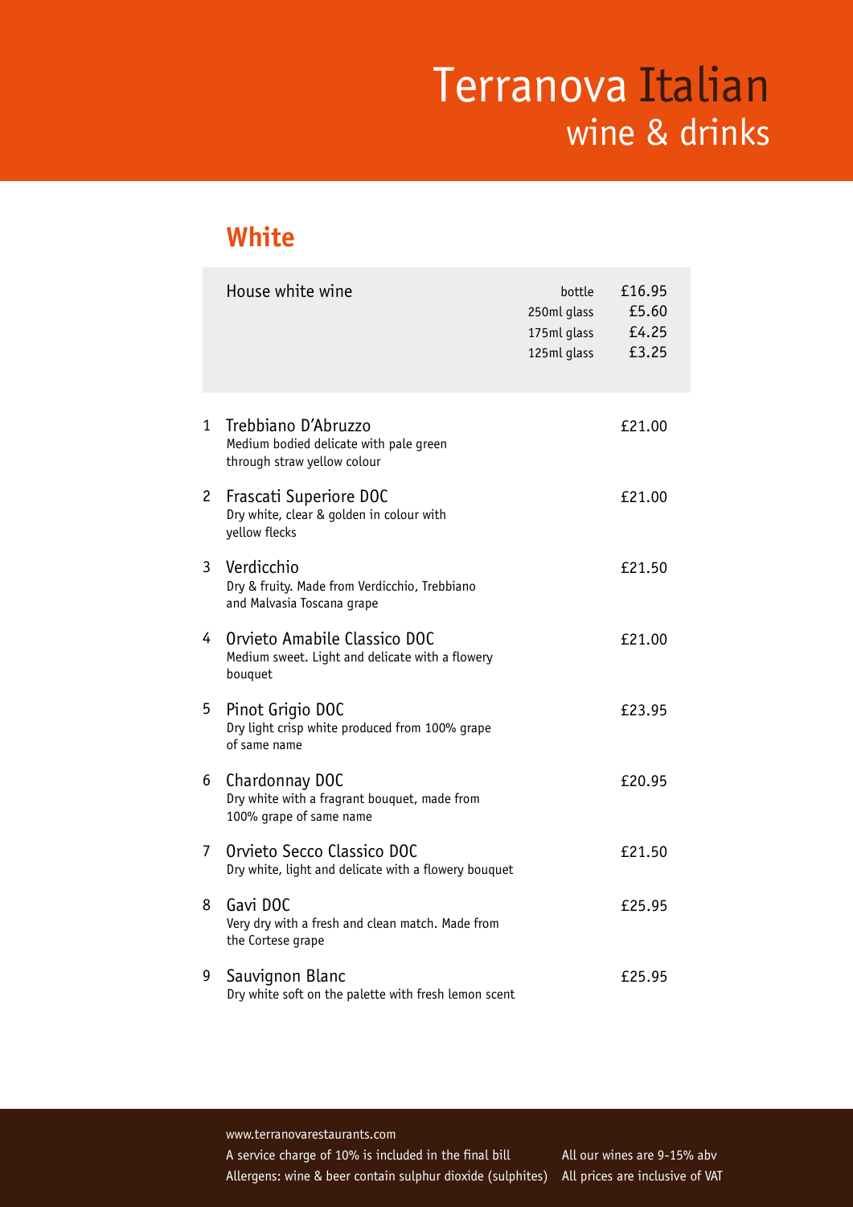# Terranova Italian
## wine & drinks

## White

| House white wine | | |
|---|---|---|
| | bottle | £16.95 |
| | 250ml glass | £5.60 |
| | 175ml glass | £4.25 |
| | 125ml glass | £3.25 |

1. **Trebbiano D'Abruzzo** — £21.00
   Medium bodied delicate with pale green through straw yellow colour

2. **Frascati Superiore DOC** — £21.00
   Dry white, clear & golden in colour with yellow flecks

3. **Verdicchio** — £21.50
   Dry & fruity. Made from Verdicchio, Trebbiano and Malvasia Toscana grape

4. **Orvieto Amabile Classico DOC** — £21.00
   Medium sweet. Light and delicate with a flowery bouquet

5. **Pinot Grigio DOC** — £23.95
   Dry light crisp white produced from 100% grape of same name

6. **Chardonnay DOC** — £20.95
   Dry white with a fragrant bouquet, made from 100% grape of same name

7. **Orvieto Secco Classico DOC** — £21.50
   Dry white, light and delicate with a flowery bouquet

8. **Gavi DOC** — £25.95
   Very dry with a fresh and clean match. Made from the Cortese grape

9. **Sauvignon Blanc** — £25.95
   Dry white soft on the palette with fresh lemon scent

www.terranovarestaurants.com

A service charge of 10% is included in the final bill

Allergens: wine & beer contain sulphur dioxide (sulphites)

All our wines are 9-15% abv

All prices are inclusive of VAT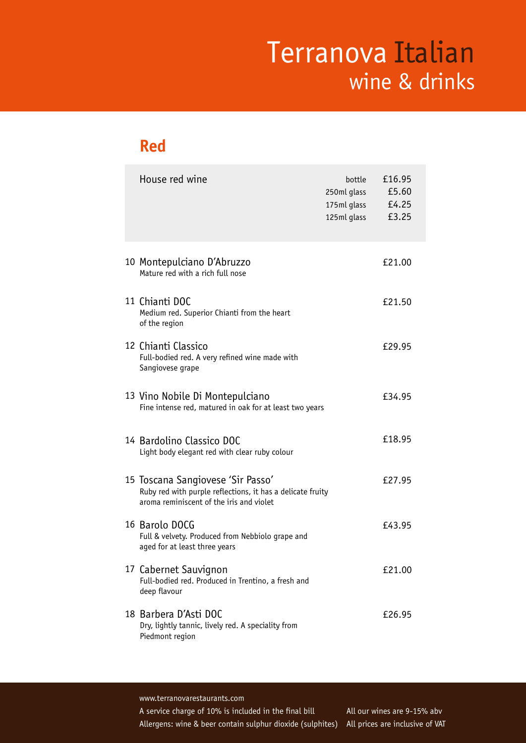# Terranova Italian
## wine & drinks

## Red

| House red wine | | |
| --- | --- | --- |
| | bottle | £16.95 |
| | 250ml glass | £5.60 |
| | 175ml glass | £4.25 |
| | 125ml glass | £3.25 |

10 Montepulciano D'Abruzzo — £21.00
Mature red with a rich full nose

11 Chianti DOC — £21.50
Medium red. Superior Chianti from the heart of the region

12 Chianti Classico — £29.95
Full-bodied red. A very refined wine made with Sangiovese grape

13 Vino Nobile Di Montepulciano — £34.95
Fine intense red, matured in oak for at least two years

14 Bardolino Classico DOC — £18.95
Light body elegant red with clear ruby colour

15 Toscana Sangiovese 'Sir Passo' — £27.95
Ruby red with purple reflections, it has a delicate fruity aroma reminiscent of the iris and violet

16 Barolo DOCG — £43.95
Full & velvety. Produced from Nebbiolo grape and aged for at least three years

17 Cabernet Sauvignon — £21.00
Full-bodied red. Produced in Trentino, a fresh and deep flavour

18 Barbera D'Asti DOC — £26.95
Dry, lightly tannic, lively red. A speciality from Piedmont region

www.terranovarestaurants.com
A service charge of 10% is included in the final bill
Allergens: wine & beer contain sulphur dioxide (sulphites)
All our wines are 9-15% abv
All prices are inclusive of VAT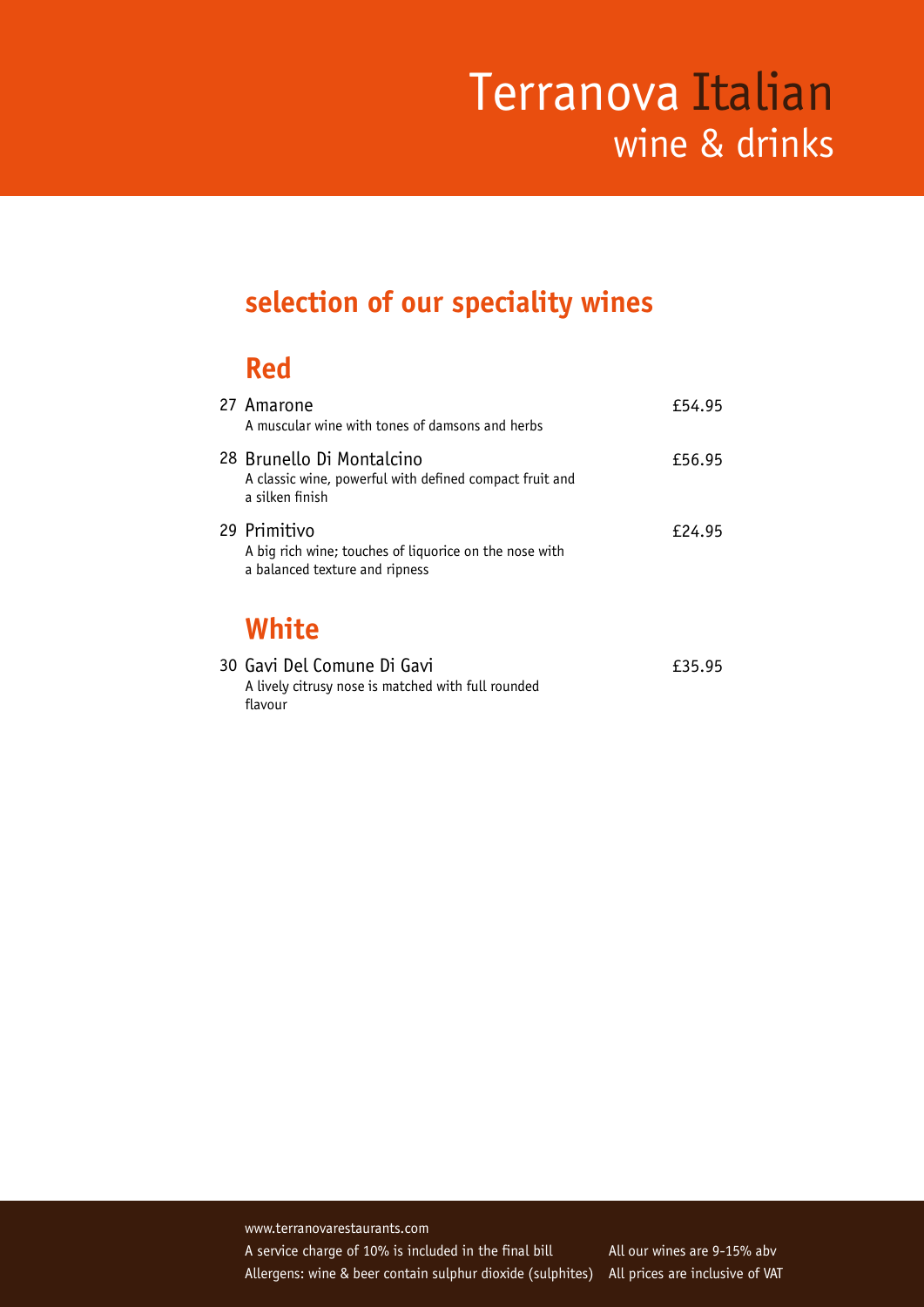# Terranova Italian
## wine & drinks

## selection of our speciality wines

### Red

27 Amarone — £54.95
A muscular wine with tones of damsons and herbs

28 Brunello Di Montalcino — £56.95
A classic wine, powerful with defined compact fruit and a silken finish

29 Primitivo — £24.95
A big rich wine; touches of liquorice on the nose with a balanced texture and ripness

### White

30 Gavi Del Comune Di Gavi — £35.95
A lively citrusy nose is matched with full rounded flavour

www.terranovarestaurants.com
A service charge of 10% is included in the final bill
Allergens: wine & beer contain sulphur dioxide (sulphites)
All our wines are 9-15% abv
All prices are inclusive of VAT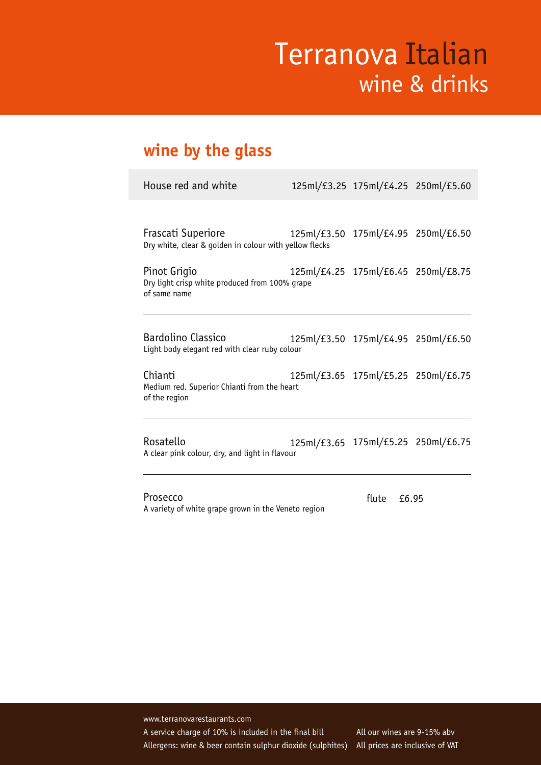# Terranova Italian
## wine & drinks

## wine by the glass

| Wine | 125ml | 175ml | 250ml |
|---|---|---|---|
| House red and white | 125ml/£3.25 | 175ml/£4.25 | 250ml/£5.60 |
| Frascati Superiore<br>Dry white, clear & golden in colour with yellow flecks | 125ml/£3.50 | 175ml/£4.95 | 250ml/£6.50 |
| Pinot Grigio<br>Dry light crisp white produced from 100% grape of same name | 125ml/£4.25 | 175ml/£6.45 | 250ml/£8.75 |
| Bardolino Classico<br>Light body elegant red with clear ruby colour | 125ml/£3.50 | 175ml/£4.95 | 250ml/£6.50 |
| Chianti<br>Medium red. Superior Chianti from the heart of the region | 125ml/£3.65 | 175ml/£5.25 | 250ml/£6.75 |
| Rosatello<br>A clear pink colour, dry, and light in flavour | 125ml/£3.65 | 175ml/£5.25 | 250ml/£6.75 |

Prosecco — flute £6.95
A variety of white grape grown in the Veneto region

www.terranovarestaurants.com

A service charge of 10% is included in the final bill

Allergens: wine & beer contain sulphur dioxide (sulphites)

All our wines are 9-15% abv

All prices are inclusive of VAT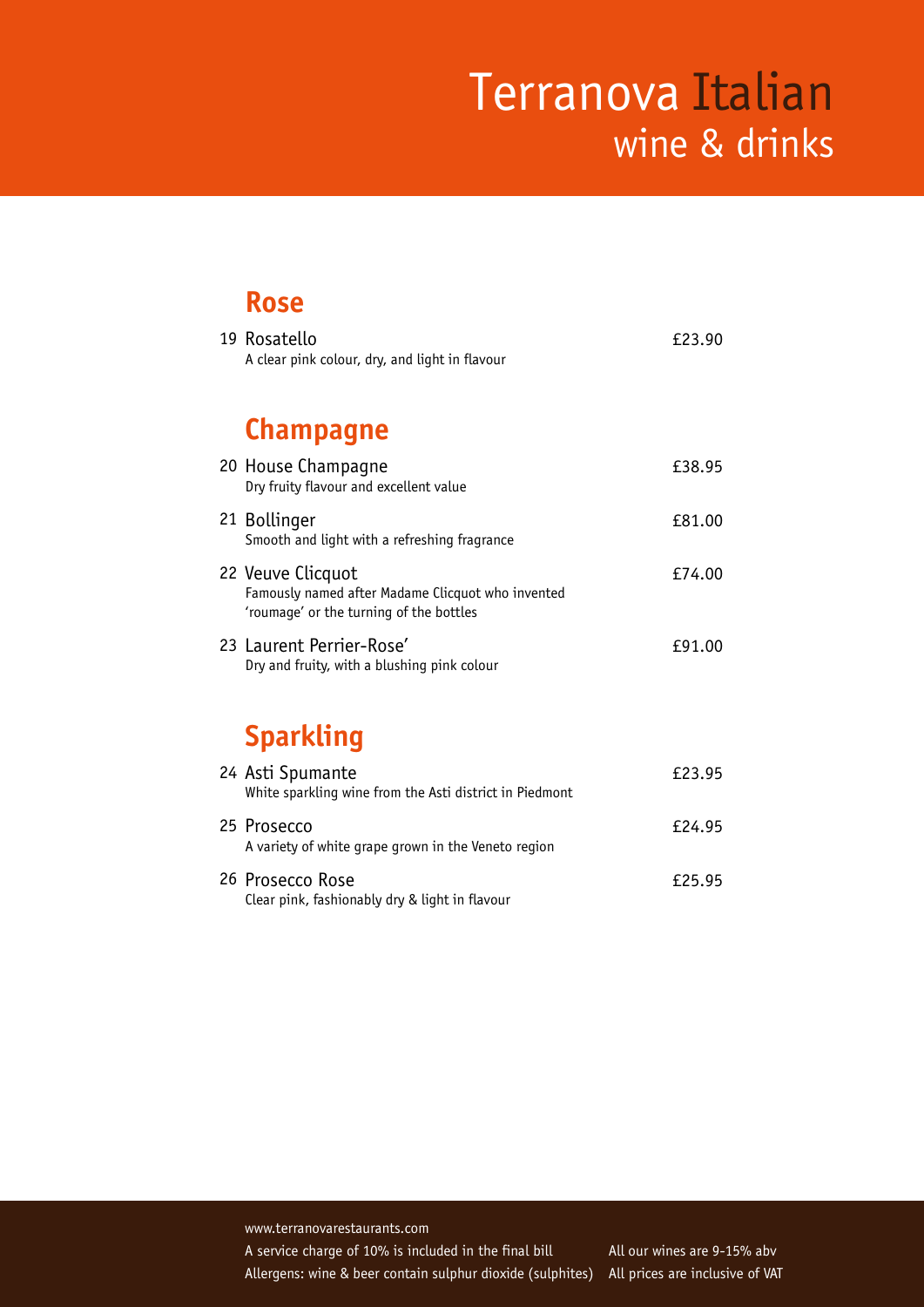# Terranova Italian
## wine & drinks

## Rose

19 Rosatello — £23.90
A clear pink colour, dry, and light in flavour

## Champagne

20 House Champagne — £38.95
Dry fruity flavour and excellent value

21 Bollinger — £81.00
Smooth and light with a refreshing fragrance

22 Veuve Clicquot — £74.00
Famously named after Madame Clicquot who invented 'roumage' or the turning of the bottles

23 Laurent Perrier-Rose' — £91.00
Dry and fruity, with a blushing pink colour

## Sparkling

24 Asti Spumante — £23.95
White sparkling wine from the Asti district in Piedmont

25 Prosecco — £24.95
A variety of white grape grown in the Veneto region

26 Prosecco Rose — £25.95
Clear pink, fashionably dry & light in flavour

www.terranovarestaurants.com
A service charge of 10% is included in the final bill
Allergens: wine & beer contain sulphur dioxide (sulphites)
All our wines are 9-15% abv
All prices are inclusive of VAT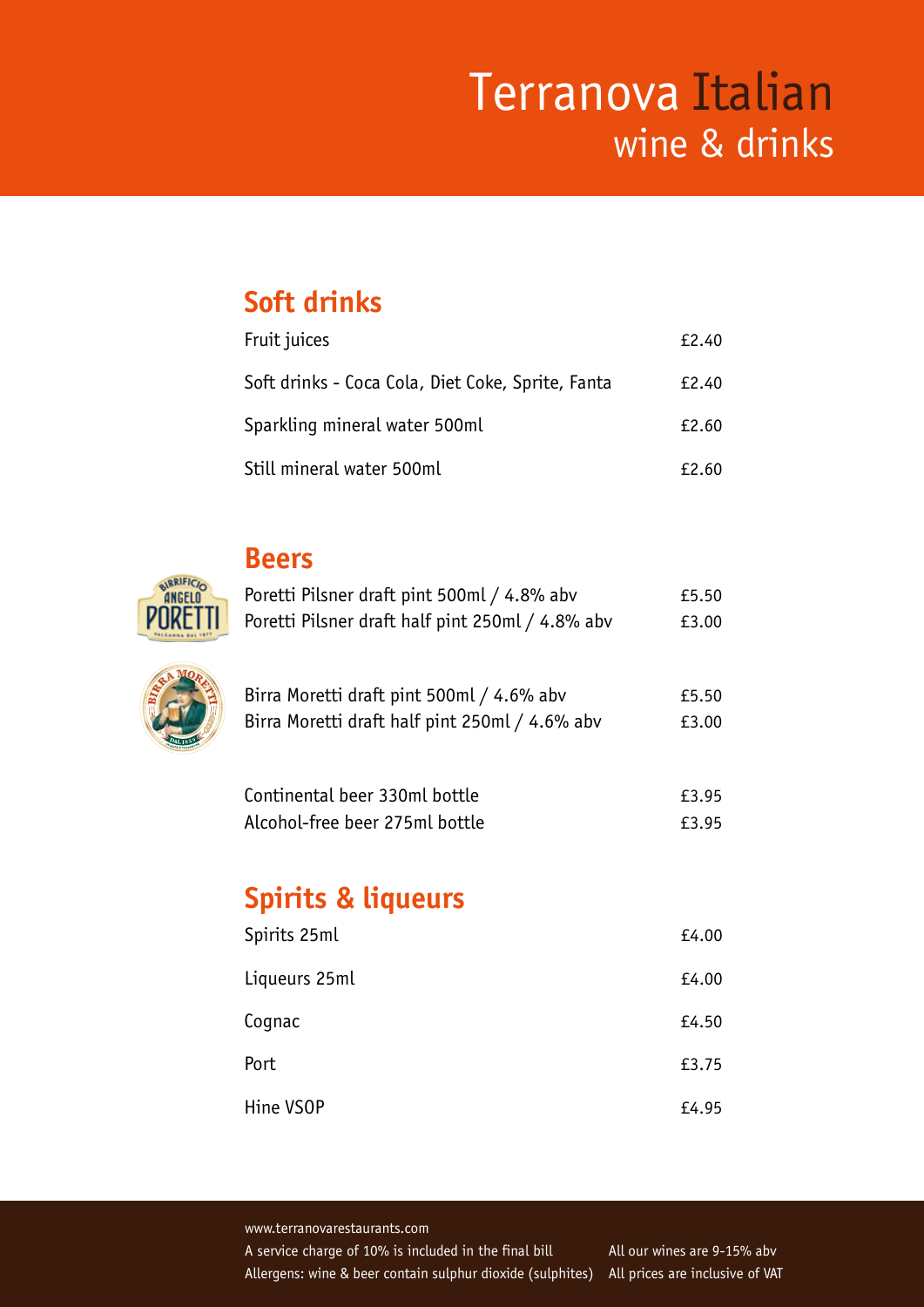# Terranova Italian

## wine & drinks

## Soft drinks

| | |
|---|---|
| Fruit juices | £2.40 |
| Soft drinks - Coca Cola, Diet Coke, Sprite, Fanta | £2.40 |
| Sparkling mineral water 500ml | £2.60 |
| Still mineral water 500ml | £2.60 |

## Beers

| | |
|---|---|
| Poretti Pilsner draft pint 500ml / 4.8% abv | £5.50 |
| Poretti Pilsner draft half pint 250ml / 4.8% abv | £3.00 |
| Birra Moretti draft pint 500ml / 4.6% abv | £5.50 |
| Birra Moretti draft half pint 250ml / 4.6% abv | £3.00 |
| Continental beer 330ml bottle | £3.95 |
| Alcohol-free beer 275ml bottle | £3.95 |

## Spirits & liqueurs

| | |
|---|---|
| Spirits 25ml | £4.00 |
| Liqueurs 25ml | £4.00 |
| Cognac | £4.50 |
| Port | £3.75 |
| Hine VSOP | £4.95 |

www.terranovarestaurants.com

A service charge of 10% is included in the final bill

Allergens: wine & beer contain sulphur dioxide (sulphites)

All our wines are 9-15% abv

All prices are inclusive of VAT